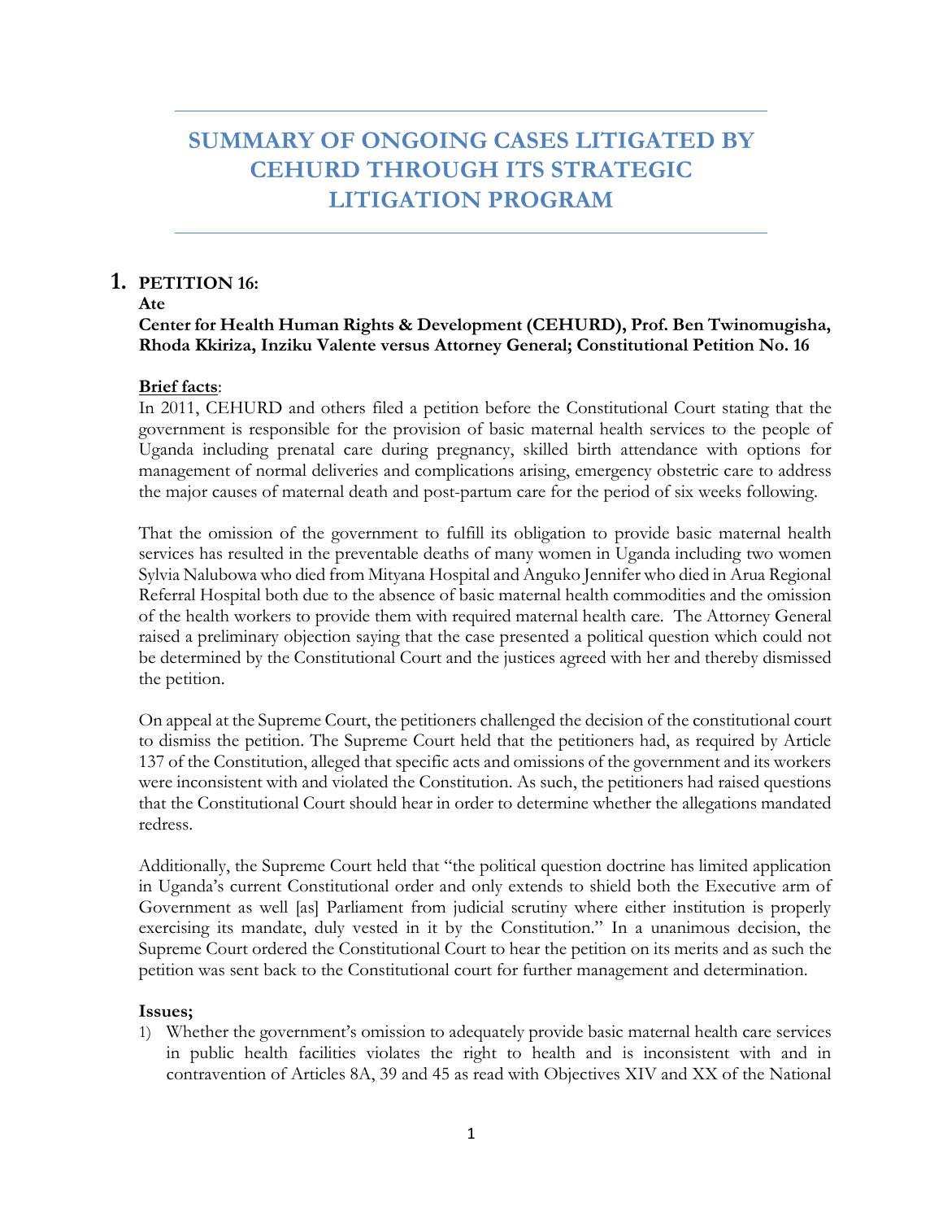# SUMMARY OF ONGOING CASES LITIGATED BY CEHURD THROUGH ITS STRATEGIC LITIGATION PROGRAM

## 1. PETITION 16:

**Ate**

**Center for Health Human Rights & Development (CEHURD), Prof. Ben Twinomugisha, Rhoda Kkiriza, Inziku Valente versus Attorney General; Constitutional Petition No. 16**

**Brief facts**:

In 2011, CEHURD and others filed a petition before the Constitutional Court stating that the government is responsible for the provision of basic maternal health services to the people of Uganda including prenatal care during pregnancy, skilled birth attendance with options for management of normal deliveries and complications arising, emergency obstetric care to address the major causes of maternal death and post-partum care for the period of six weeks following.

That the omission of the government to fulfill its obligation to provide basic maternal health services has resulted in the preventable deaths of many women in Uganda including two women Sylvia Nalubowa who died from Mityana Hospital and Anguko Jennifer who died in Arua Regional Referral Hospital both due to the absence of basic maternal health commodities and the omission of the health workers to provide them with required maternal health care. The Attorney General raised a preliminary objection saying that the case presented a political question which could not be determined by the Constitutional Court and the justices agreed with her and thereby dismissed the petition.

On appeal at the Supreme Court, the petitioners challenged the decision of the constitutional court to dismiss the petition. The Supreme Court held that the petitioners had, as required by Article 137 of the Constitution, alleged that specific acts and omissions of the government and its workers were inconsistent with and violated the Constitution. As such, the petitioners had raised questions that the Constitutional Court should hear in order to determine whether the allegations mandated redress.

Additionally, the Supreme Court held that "the political question doctrine has limited application in Uganda's current Constitutional order and only extends to shield both the Executive arm of Government as well [as] Parliament from judicial scrutiny where either institution is properly exercising its mandate, duly vested in it by the Constitution." In a unanimous decision, the Supreme Court ordered the Constitutional Court to hear the petition on its merits and as such the petition was sent back to the Constitutional court for further management and determination.

**Issues;**

1) Whether the government's omission to adequately provide basic maternal health care services in public health facilities violates the right to health and is inconsistent with and in contravention of Articles 8A, 39 and 45 as read with Objectives XIV and XX of the National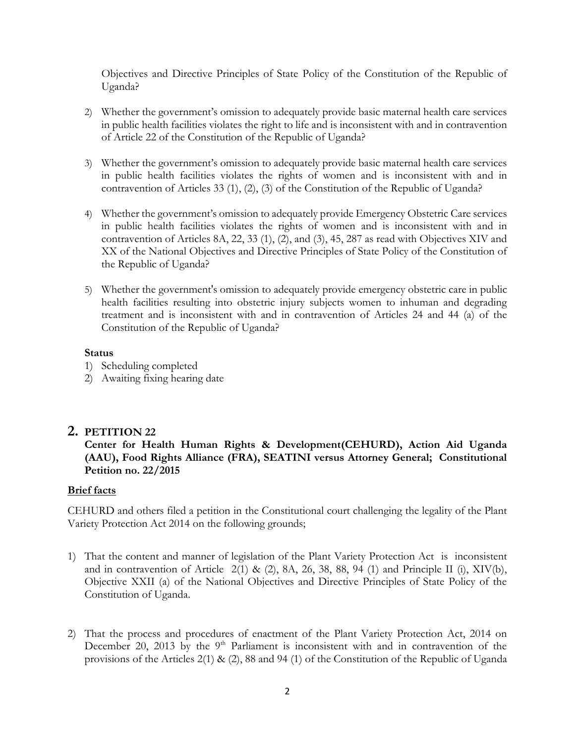Objectives and Directive Principles of State Policy of the Constitution of the Republic of Uganda?

2) Whether the government's omission to adequately provide basic maternal health care services in public health facilities violates the right to life and is inconsistent with and in contravention of Article 22 of the Constitution of the Republic of Uganda?

3) Whether the government's omission to adequately provide basic maternal health care services in public health facilities violates the rights of women and is inconsistent with and in contravention of Articles 33 (1), (2), (3) of the Constitution of the Republic of Uganda?

4) Whether the government's omission to adequately provide Emergency Obstetric Care services in public health facilities violates the rights of women and is inconsistent with and in contravention of Articles 8A, 22, 33 (1), (2), and (3), 45, 287 as read with Objectives XIV and XX of the National Objectives and Directive Principles of State Policy of the Constitution of the Republic of Uganda?

5) Whether the government's omission to adequately provide emergency obstetric care in public health facilities resulting into obstetric injury subjects women to inhuman and degrading treatment and is inconsistent with and in contravention of Articles 24 and 44 (a) of the Constitution of the Republic of Uganda?

**Status**

1) Scheduling completed
2) Awaiting fixing hearing date

## 2. PETITION 22

**Center for Health Human Rights & Development(CEHURD), Action Aid Uganda (AAU), Food Rights Alliance (FRA), SEATINI versus Attorney General; Constitutional Petition no. 22/2015**

**Brief facts**

CEHURD and others filed a petition in the Constitutional court challenging the legality of the Plant Variety Protection Act 2014 on the following grounds;

1) That the content and manner of legislation of the Plant Variety Protection Act is inconsistent and in contravention of Article 2(1) & (2), 8A, 26, 38, 88, 94 (1) and Principle II (i), XIV(b), Objective XXII (a) of the National Objectives and Directive Principles of State Policy of the Constitution of Uganda.

2) That the process and procedures of enactment of the Plant Variety Protection Act, 2014 on December 20, 2013 by the 9th Parliament is inconsistent with and in contravention of the provisions of the Articles 2(1) & (2), 88 and 94 (1) of the Constitution of the Republic of Uganda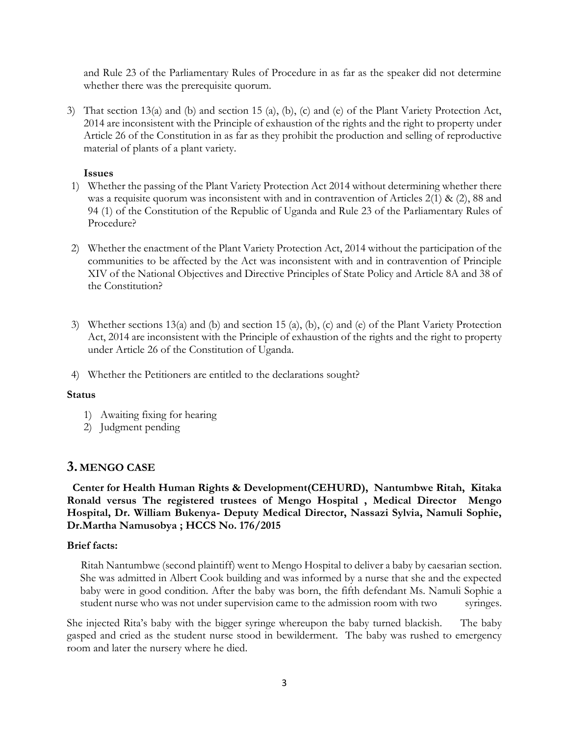and Rule 23 of the Parliamentary Rules of Procedure in as far as the speaker did not determine whether there was the prerequisite quorum.

3) That section 13(a) and (b) and section 15 (a), (b), (c) and (e) of the Plant Variety Protection Act, 2014 are inconsistent with the Principle of exhaustion of the rights and the right to property under Article 26 of the Constitution in as far as they prohibit the production and selling of reproductive material of plants of a plant variety.

**Issues**

1) Whether the passing of the Plant Variety Protection Act 2014 without determining whether there was a requisite quorum was inconsistent with and in contravention of Articles 2(1) & (2), 88 and 94 (1) of the Constitution of the Republic of Uganda and Rule 23 of the Parliamentary Rules of Procedure?

2) Whether the enactment of the Plant Variety Protection Act, 2014 without the participation of the communities to be affected by the Act was inconsistent with and in contravention of Principle XIV of the National Objectives and Directive Principles of State Policy and Article 8A and 38 of the Constitution?

3) Whether sections 13(a) and (b) and section 15 (a), (b), (c) and (e) of the Plant Variety Protection Act, 2014 are inconsistent with the Principle of exhaustion of the rights and the right to property under Article 26 of the Constitution of Uganda.

4) Whether the Petitioners are entitled to the declarations sought?

**Status**

1) Awaiting fixing for hearing
2) Judgment pending

## 3. MENGO CASE

**Center for Health Human Rights & Development(CEHURD), Nantumbwe Ritah, Kitaka Ronald versus The registered trustees of Mengo Hospital , Medical Director Mengo Hospital, Dr. William Bukenya- Deputy Medical Director, Nassazi Sylvia, Namuli Sophie, Dr.Martha Namusobya ; HCCS No. 176/2015**

**Brief facts:**

Ritah Nantumbwe (second plaintiff) went to Mengo Hospital to deliver a baby by caesarian section. She was admitted in Albert Cook building and was informed by a nurse that she and the expected baby were in good condition. After the baby was born, the fifth defendant Ms. Namuli Sophie a student nurse who was not under supervision came to the admission room with two syringes.

She injected Rita's baby with the bigger syringe whereupon the baby turned blackish. The baby gasped and cried as the student nurse stood in bewilderment. The baby was rushed to emergency room and later the nursery where he died.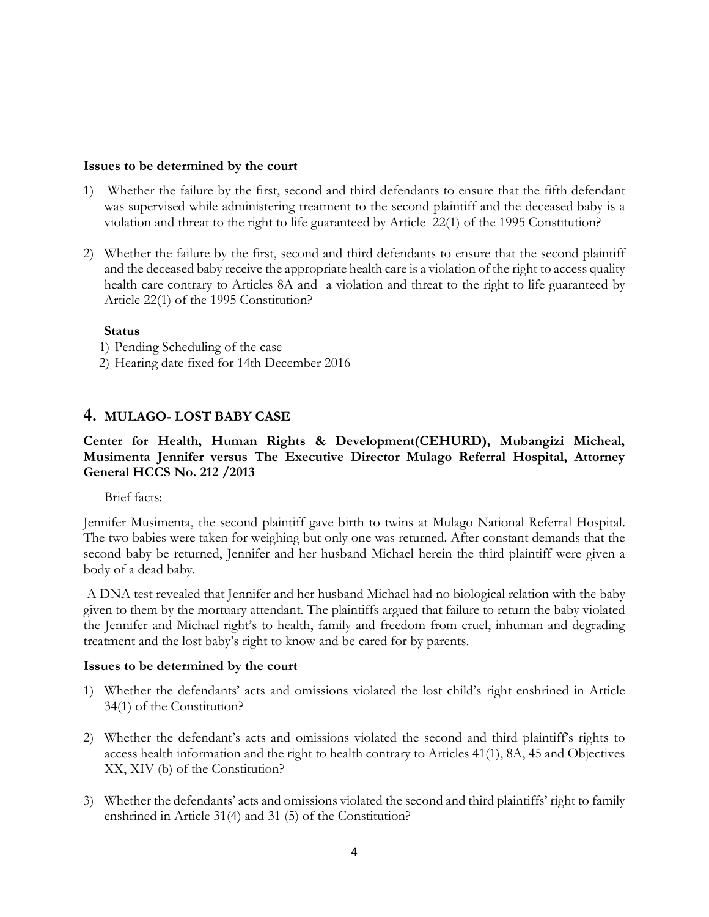**Issues to be determined by the court**

1) Whether the failure by the first, second and third defendants to ensure that the fifth defendant was supervised while administering treatment to the second plaintiff and the deceased baby is a violation and threat to the right to life guaranteed by Article 22(1) of the 1995 Constitution?

2) Whether the failure by the first, second and third defendants to ensure that the second plaintiff and the deceased baby receive the appropriate health care is a violation of the right to access quality health care contrary to Articles 8A and a violation and threat to the right to life guaranteed by Article 22(1) of the 1995 Constitution?

**Status**

1) Pending Scheduling of the case
2) Hearing date fixed for 14th December 2016

## 4. MULAGO- LOST BABY CASE

**Center for Health, Human Rights & Development(CEHURD), Mubangizi Micheal, Musimenta Jennifer versus The Executive Director Mulago Referral Hospital, Attorney General HCCS No. 212 /2013**

Brief facts:

Jennifer Musimenta, the second plaintiff gave birth to twins at Mulago National Referral Hospital. The two babies were taken for weighing but only one was returned. After constant demands that the second baby be returned, Jennifer and her husband Michael herein the third plaintiff were given a body of a dead baby.

A DNA test revealed that Jennifer and her husband Michael had no biological relation with the baby given to them by the mortuary attendant. The plaintiffs argued that failure to return the baby violated the Jennifer and Michael right's to health, family and freedom from cruel, inhuman and degrading treatment and the lost baby's right to know and be cared for by parents.

**Issues to be determined by the court**

1) Whether the defendants' acts and omissions violated the lost child's right enshrined in Article 34(1) of the Constitution?

2) Whether the defendant's acts and omissions violated the second and third plaintiff's rights to access health information and the right to health contrary to Articles 41(1), 8A, 45 and Objectives XX, XIV (b) of the Constitution?

3) Whether the defendants' acts and omissions violated the second and third plaintiffs' right to family enshrined in Article 31(4) and 31 (5) of the Constitution?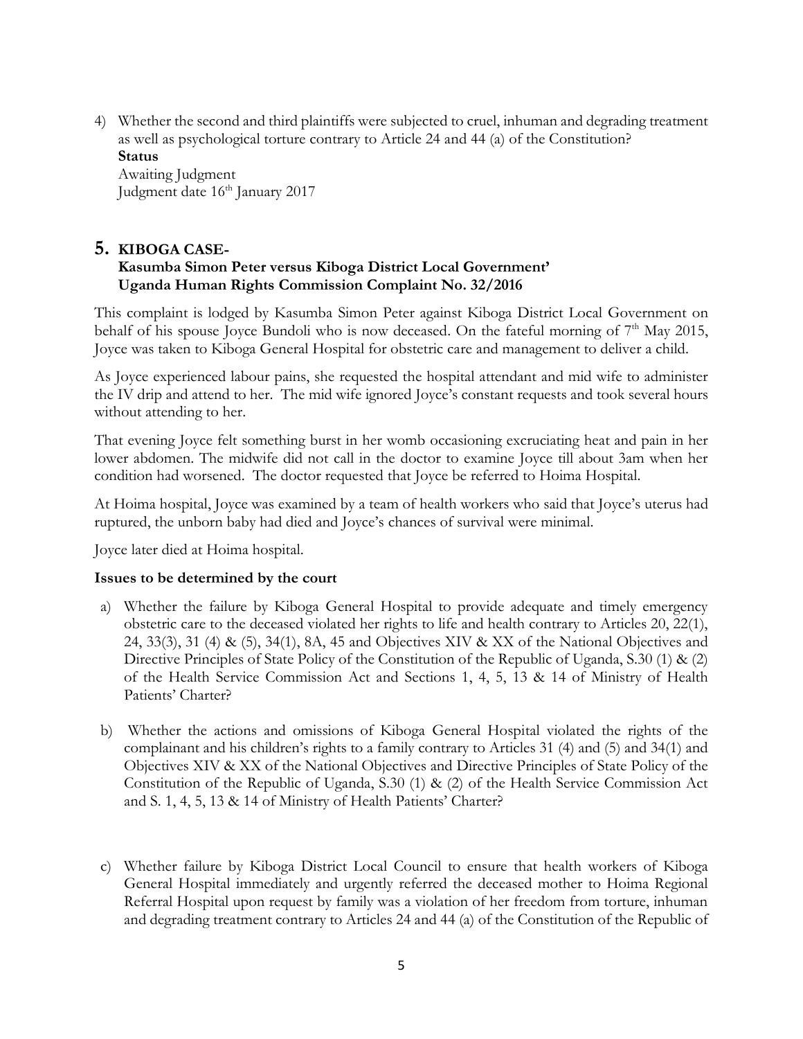4) Whether the second and third plaintiffs were subjected to cruel, inhuman and degrading treatment as well as psychological torture contrary to Article 24 and 44 (a) of the Constitution?

**Status**

Awaiting Judgment

Judgment date 16th January 2017

## 5. KIBOGA CASE-
**Kasumba Simon Peter versus Kiboga District Local Government'**
**Uganda Human Rights Commission Complaint No. 32/2016**

This complaint is lodged by Kasumba Simon Peter against Kiboga District Local Government on behalf of his spouse Joyce Bundoli who is now deceased. On the fateful morning of 7th May 2015, Joyce was taken to Kiboga General Hospital for obstetric care and management to deliver a child.

As Joyce experienced labour pains, she requested the hospital attendant and mid wife to administer the IV drip and attend to her. The mid wife ignored Joyce's constant requests and took several hours without attending to her.

That evening Joyce felt something burst in her womb occasioning excruciating heat and pain in her lower abdomen. The midwife did not call in the doctor to examine Joyce till about 3am when her condition had worsened. The doctor requested that Joyce be referred to Hoima Hospital.

At Hoima hospital, Joyce was examined by a team of health workers who said that Joyce's uterus had ruptured, the unborn baby had died and Joyce's chances of survival were minimal.

Joyce later died at Hoima hospital.

**Issues to be determined by the court**

a) Whether the failure by Kiboga General Hospital to provide adequate and timely emergency obstetric care to the deceased violated her rights to life and health contrary to Articles 20, 22(1), 24, 33(3), 31 (4) & (5), 34(1), 8A, 45 and Objectives XIV & XX of the National Objectives and Directive Principles of State Policy of the Constitution of the Republic of Uganda, S.30 (1) & (2) of the Health Service Commission Act and Sections 1, 4, 5, 13 & 14 of Ministry of Health Patients' Charter?

b) Whether the actions and omissions of Kiboga General Hospital violated the rights of the complainant and his children's rights to a family contrary to Articles 31 (4) and (5) and 34(1) and Objectives XIV & XX of the National Objectives and Directive Principles of State Policy of the Constitution of the Republic of Uganda, S.30 (1) & (2) of the Health Service Commission Act and S. 1, 4, 5, 13 & 14 of Ministry of Health Patients' Charter?

c) Whether failure by Kiboga District Local Council to ensure that health workers of Kiboga General Hospital immediately and urgently referred the deceased mother to Hoima Regional Referral Hospital upon request by family was a violation of her freedom from torture, inhuman and degrading treatment contrary to Articles 24 and 44 (a) of the Constitution of the Republic of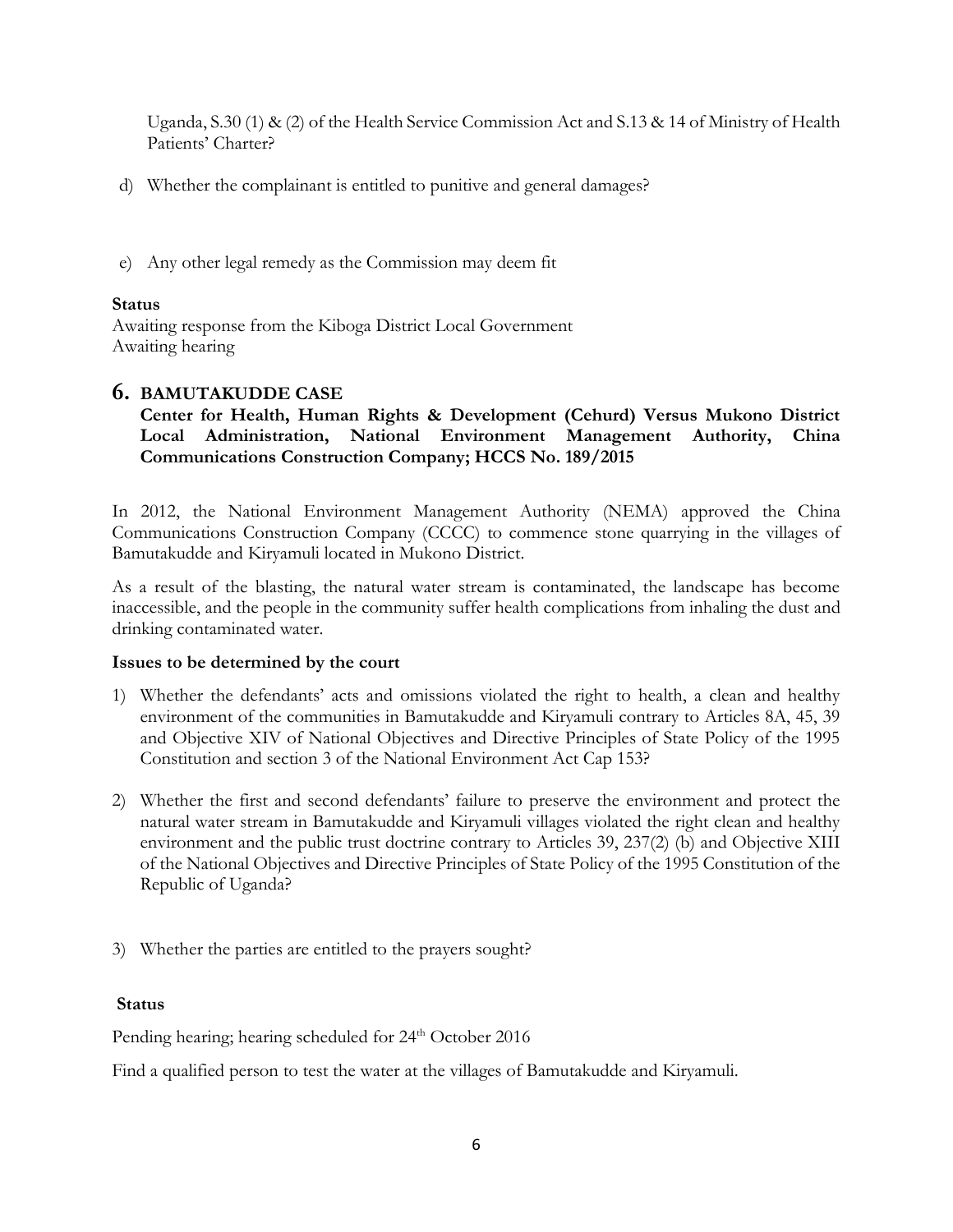Uganda, S.30 (1) & (2) of the Health Service Commission Act and S.13 & 14 of Ministry of Health Patients' Charter?

d) Whether the complainant is entitled to punitive and general damages?

e) Any other legal remedy as the Commission may deem fit

**Status**

Awaiting response from the Kiboga District Local Government
Awaiting hearing

## 6. BAMUTAKUDDE CASE

**Center for Health, Human Rights & Development (Cehurd) Versus Mukono District Local Administration, National Environment Management Authority, China Communications Construction Company; HCCS No. 189/2015**

In 2012, the National Environment Management Authority (NEMA) approved the China Communications Construction Company (CCCC) to commence stone quarrying in the villages of Bamutakudde and Kiryamuli located in Mukono District.

As a result of the blasting, the natural water stream is contaminated, the landscape has become inaccessible, and the people in the community suffer health complications from inhaling the dust and drinking contaminated water.

**Issues to be determined by the court**

1) Whether the defendants' acts and omissions violated the right to health, a clean and healthy environment of the communities in Bamutakudde and Kiryamuli contrary to Articles 8A, 45, 39 and Objective XIV of National Objectives and Directive Principles of State Policy of the 1995 Constitution and section 3 of the National Environment Act Cap 153?

2) Whether the first and second defendants' failure to preserve the environment and protect the natural water stream in Bamutakudde and Kiryamuli villages violated the right clean and healthy environment and the public trust doctrine contrary to Articles 39, 237(2) (b) and Objective XIII of the National Objectives and Directive Principles of State Policy of the 1995 Constitution of the Republic of Uganda?

3) Whether the parties are entitled to the prayers sought?

**Status**

Pending hearing; hearing scheduled for 24th October 2016

Find a qualified person to test the water at the villages of Bamutakudde and Kiryamuli.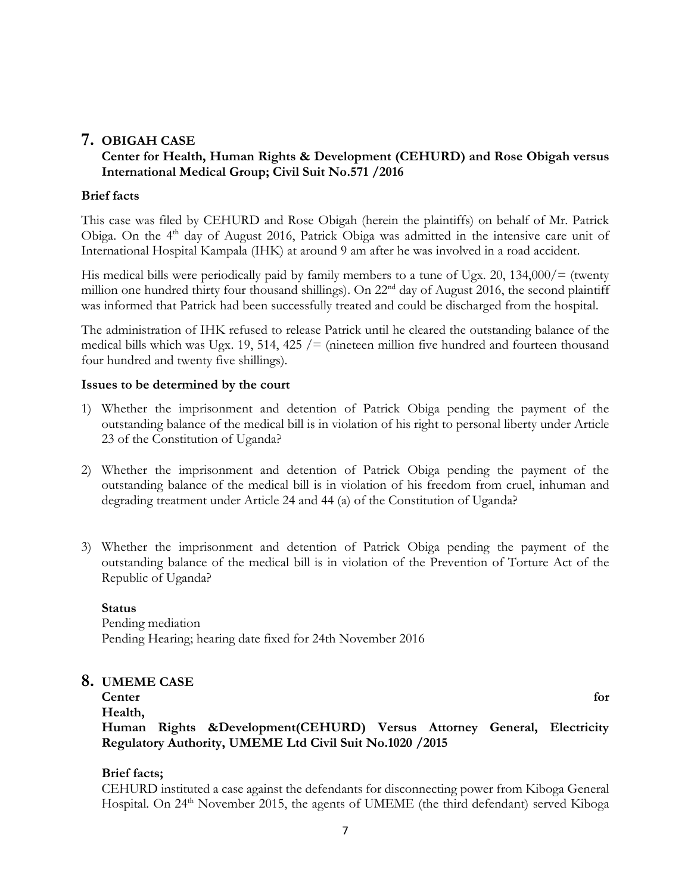## 7. OBIGAH CASE

**Center for Health, Human Rights & Development (CEHURD) and Rose Obigah versus International Medical Group; Civil Suit No.571 /2016**

**Brief facts**

This case was filed by CEHURD and Rose Obigah (herein the plaintiffs) on behalf of Mr. Patrick Obiga. On the 4th day of August 2016, Patrick Obiga was admitted in the intensive care unit of International Hospital Kampala (IHK) at around 9 am after he was involved in a road accident.

His medical bills were periodically paid by family members to a tune of Ugx. 20, 134,000/= (twenty million one hundred thirty four thousand shillings). On 22nd day of August 2016, the second plaintiff was informed that Patrick had been successfully treated and could be discharged from the hospital.

The administration of IHK refused to release Patrick until he cleared the outstanding balance of the medical bills which was Ugx. 19, 514, 425 /= (nineteen million five hundred and fourteen thousand four hundred and twenty five shillings).

**Issues to be determined by the court**

1) Whether the imprisonment and detention of Patrick Obiga pending the payment of the outstanding balance of the medical bill is in violation of his right to personal liberty under Article 23 of the Constitution of Uganda?

2) Whether the imprisonment and detention of Patrick Obiga pending the payment of the outstanding balance of the medical bill is in violation of his freedom from cruel, inhuman and degrading treatment under Article 24 and 44 (a) of the Constitution of Uganda?

3) Whether the imprisonment and detention of Patrick Obiga pending the payment of the outstanding balance of the medical bill is in violation of the Prevention of Torture Act of the Republic of Uganda?

**Status**

Pending mediation
Pending Hearing; hearing date fixed for 24th November 2016

## 8. UMEME CASE

**Center for Health, Human Rights &Development(CEHURD) Versus Attorney General, Electricity Regulatory Authority, UMEME Ltd Civil Suit No.1020 /2015**

**Brief facts;**

CEHURD instituted a case against the defendants for disconnecting power from Kiboga General Hospital. On 24th November 2015, the agents of UMEME (the third defendant) served Kiboga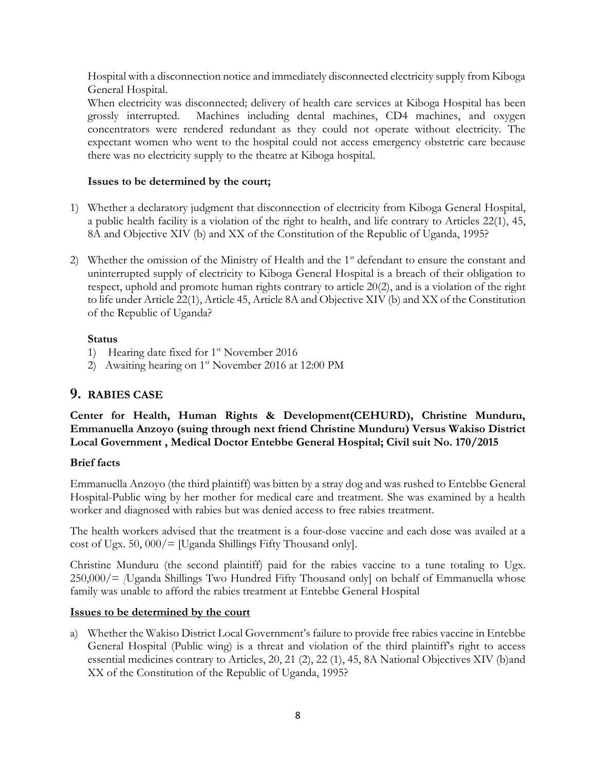Hospital with a disconnection notice and immediately disconnected electricity supply from Kiboga General Hospital.

When electricity was disconnected; delivery of health care services at Kiboga Hospital has been grossly interrupted. Machines including dental machines, CD4 machines, and oxygen concentrators were rendered redundant as they could not operate without electricity. The expectant women who went to the hospital could not access emergency obstetric care because there was no electricity supply to the theatre at Kiboga hospital.

**Issues to be determined by the court;**

1) Whether a declaratory judgment that disconnection of electricity from Kiboga General Hospital, a public health facility is a violation of the right to health, and life contrary to Articles 22(1), 45, 8A and Objective XIV (b) and XX of the Constitution of the Republic of Uganda, 1995?

2) Whether the omission of the Ministry of Health and the 1st defendant to ensure the constant and uninterrupted supply of electricity to Kiboga General Hospital is a breach of their obligation to respect, uphold and promote human rights contrary to article 20(2), and is a violation of the right to life under Article 22(1), Article 45, Article 8A and Objective XIV (b) and XX of the Constitution of the Republic of Uganda?

**Status**

1) Hearing date fixed for 1st November 2016
2) Awaiting hearing on 1st November 2016 at 12:00 PM

## 9. RABIES CASE

**Center for Health, Human Rights & Development(CEHURD), Christine Munduru, Emmanuella Anzoyo (suing through next friend Christine Munduru) Versus Wakiso District Local Government , Medical Doctor Entebbe General Hospital; Civil suit No. 170/2015**

**Brief facts**

Emmanuella Anzoyo (the third plaintiff) was bitten by a stray dog and was rushed to Entebbe General Hospital-Public wing by her mother for medical care and treatment. She was examined by a health worker and diagnosed with rabies but was denied access to free rabies treatment.

The health workers advised that the treatment is a four-dose vaccine and each dose was availed at a cost of Ugx. 50, 000/= [Uganda Shillings Fifty Thousand only].

Christine Munduru (the second plaintiff) paid for the rabies vaccine to a tune totaling to Ugx. 250,000/= [Uganda Shillings Two Hundred Fifty Thousand only] on behalf of Emmanuella whose family was unable to afford the rabies treatment at Entebbe General Hospital

**Issues to be determined by the court**

a) Whether the Wakiso District Local Government's failure to provide free rabies vaccine in Entebbe General Hospital (Public wing) is a threat and violation of the third plaintiff's right to access essential medicines contrary to Articles, 20, 21 (2), 22 (1), 45, 8A National Objectives XIV (b)and XX of the Constitution of the Republic of Uganda, 1995?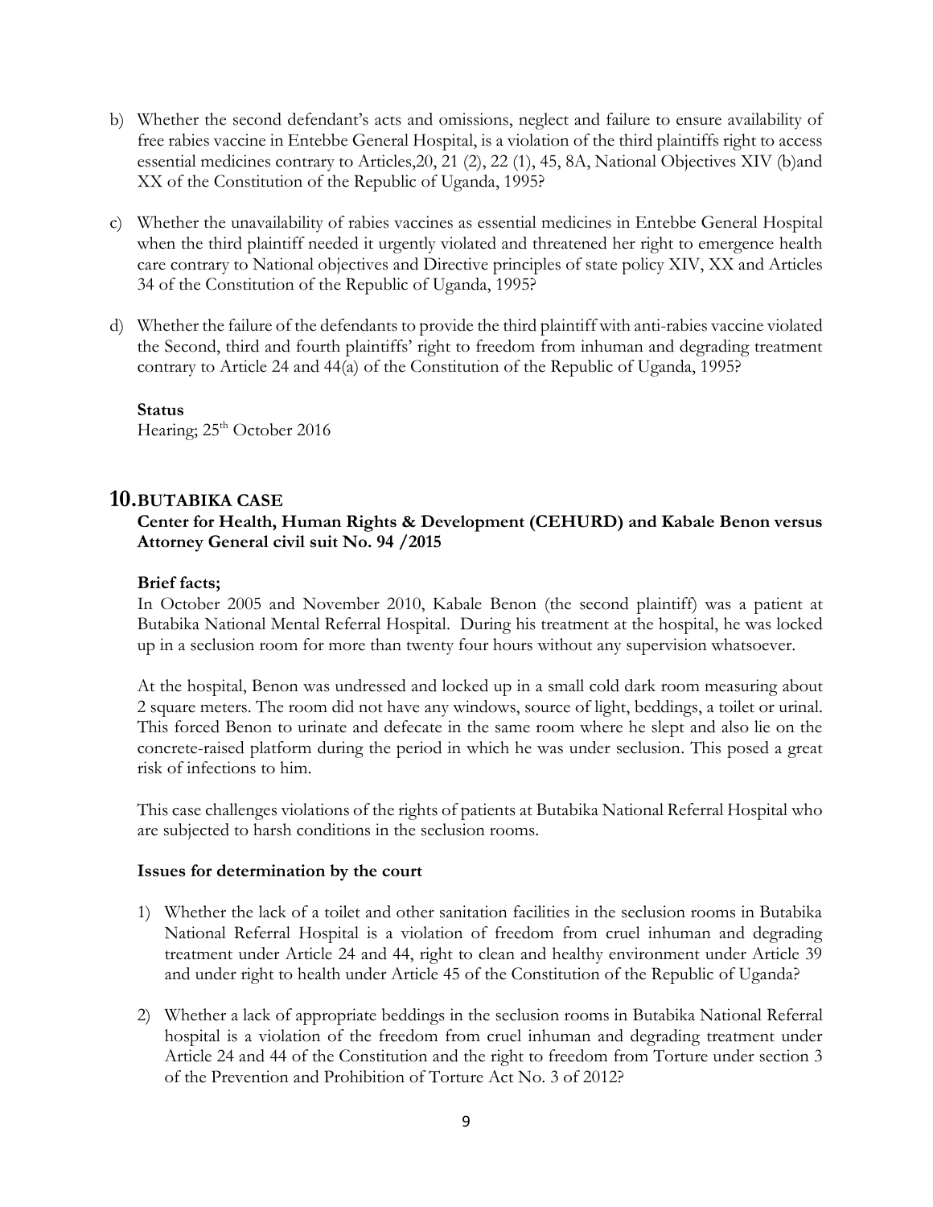b) Whether the second defendant's acts and omissions, neglect and failure to ensure availability of free rabies vaccine in Entebbe General Hospital, is a violation of the third plaintiffs right to access essential medicines contrary to Articles,20, 21 (2), 22 (1), 45, 8A, National Objectives XIV (b)and XX of the Constitution of the Republic of Uganda, 1995?

c) Whether the unavailability of rabies vaccines as essential medicines in Entebbe General Hospital when the third plaintiff needed it urgently violated and threatened her right to emergence health care contrary to National objectives and Directive principles of state policy XIV, XX and Articles 34 of the Constitution of the Republic of Uganda, 1995?

d) Whether the failure of the defendants to provide the third plaintiff with anti-rabies vaccine violated the Second, third and fourth plaintiffs' right to freedom from inhuman and degrading treatment contrary to Article 24 and 44(a) of the Constitution of the Republic of Uganda, 1995?

**Status**
Hearing; 25th October 2016

## 10. BUTABIKA CASE

**Center for Health, Human Rights & Development (CEHURD) and Kabale Benon versus Attorney General civil suit No. 94 /2015**

**Brief facts;**
In October 2005 and November 2010, Kabale Benon (the second plaintiff) was a patient at Butabika National Mental Referral Hospital. During his treatment at the hospital, he was locked up in a seclusion room for more than twenty four hours without any supervision whatsoever.

At the hospital, Benon was undressed and locked up in a small cold dark room measuring about 2 square meters. The room did not have any windows, source of light, beddings, a toilet or urinal. This forced Benon to urinate and defecate in the same room where he slept and also lie on the concrete-raised platform during the period in which he was under seclusion. This posed a great risk of infections to him.

This case challenges violations of the rights of patients at Butabika National Referral Hospital who are subjected to harsh conditions in the seclusion rooms.

**Issues for determination by the court**

1) Whether the lack of a toilet and other sanitation facilities in the seclusion rooms in Butabika National Referral Hospital is a violation of freedom from cruel inhuman and degrading treatment under Article 24 and 44, right to clean and healthy environment under Article 39 and under right to health under Article 45 of the Constitution of the Republic of Uganda?

2) Whether a lack of appropriate beddings in the seclusion rooms in Butabika National Referral hospital is a violation of the freedom from cruel inhuman and degrading treatment under Article 24 and 44 of the Constitution and the right to freedom from Torture under section 3 of the Prevention and Prohibition of Torture Act No. 3 of 2012?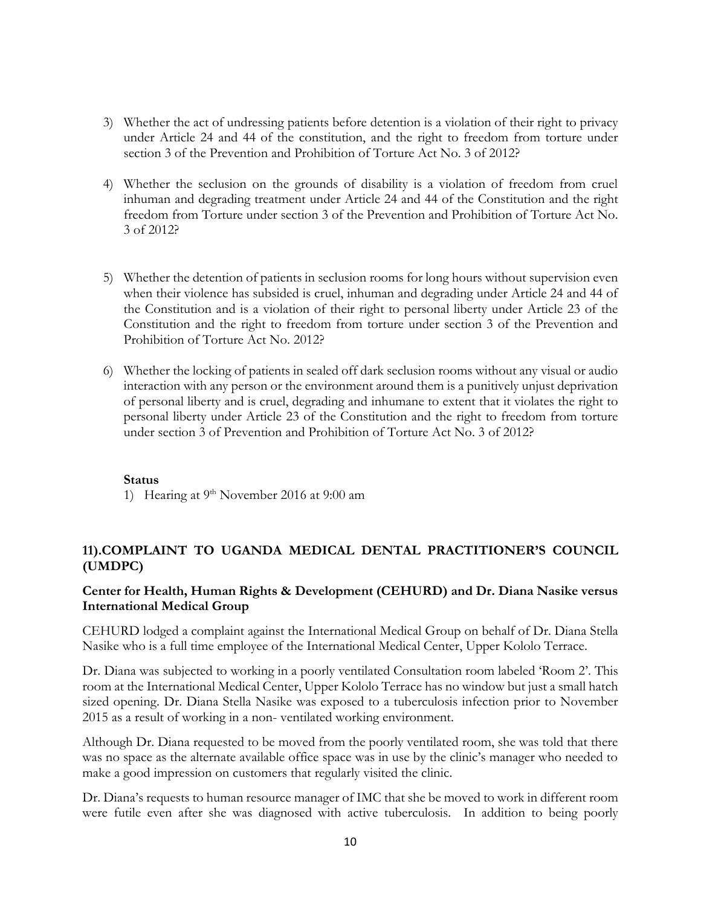3) Whether the act of undressing patients before detention is a violation of their right to privacy under Article 24 and 44 of the constitution, and the right to freedom from torture under section 3 of the Prevention and Prohibition of Torture Act No. 3 of 2012?

4) Whether the seclusion on the grounds of disability is a violation of freedom from cruel inhuman and degrading treatment under Article 24 and 44 of the Constitution and the right freedom from Torture under section 3 of the Prevention and Prohibition of Torture Act No. 3 of 2012?

5) Whether the detention of patients in seclusion rooms for long hours without supervision even when their violence has subsided is cruel, inhuman and degrading under Article 24 and 44 of the Constitution and is a violation of their right to personal liberty under Article 23 of the Constitution and the right to freedom from torture under section 3 of the Prevention and Prohibition of Torture Act No. 2012?

6) Whether the locking of patients in sealed off dark seclusion rooms without any visual or audio interaction with any person or the environment around them is a punitively unjust deprivation of personal liberty and is cruel, degrading and inhumane to extent that it violates the right to personal liberty under Article 23 of the Constitution and the right to freedom from torture under section 3 of Prevention and Prohibition of Torture Act No. 3 of 2012?

**Status**

1) Hearing at 9th November 2016 at 9:00 am

## 11).COMPLAINT TO UGANDA MEDICAL DENTAL PRACTITIONER'S COUNCIL (UMDPC)

**Center for Health, Human Rights & Development (CEHURD) and Dr. Diana Nasike versus International Medical Group**

CEHURD lodged a complaint against the International Medical Group on behalf of Dr. Diana Stella Nasike who is a full time employee of the International Medical Center, Upper Kololo Terrace.

Dr. Diana was subjected to working in a poorly ventilated Consultation room labeled 'Room 2'. This room at the International Medical Center, Upper Kololo Terrace has no window but just a small hatch sized opening. Dr. Diana Stella Nasike was exposed to a tuberculosis infection prior to November 2015 as a result of working in a non- ventilated working environment.

Although Dr. Diana requested to be moved from the poorly ventilated room, she was told that there was no space as the alternate available office space was in use by the clinic's manager who needed to make a good impression on customers that regularly visited the clinic.

Dr. Diana's requests to human resource manager of IMC that she be moved to work in different room were futile even after she was diagnosed with active tuberculosis. In addition to being poorly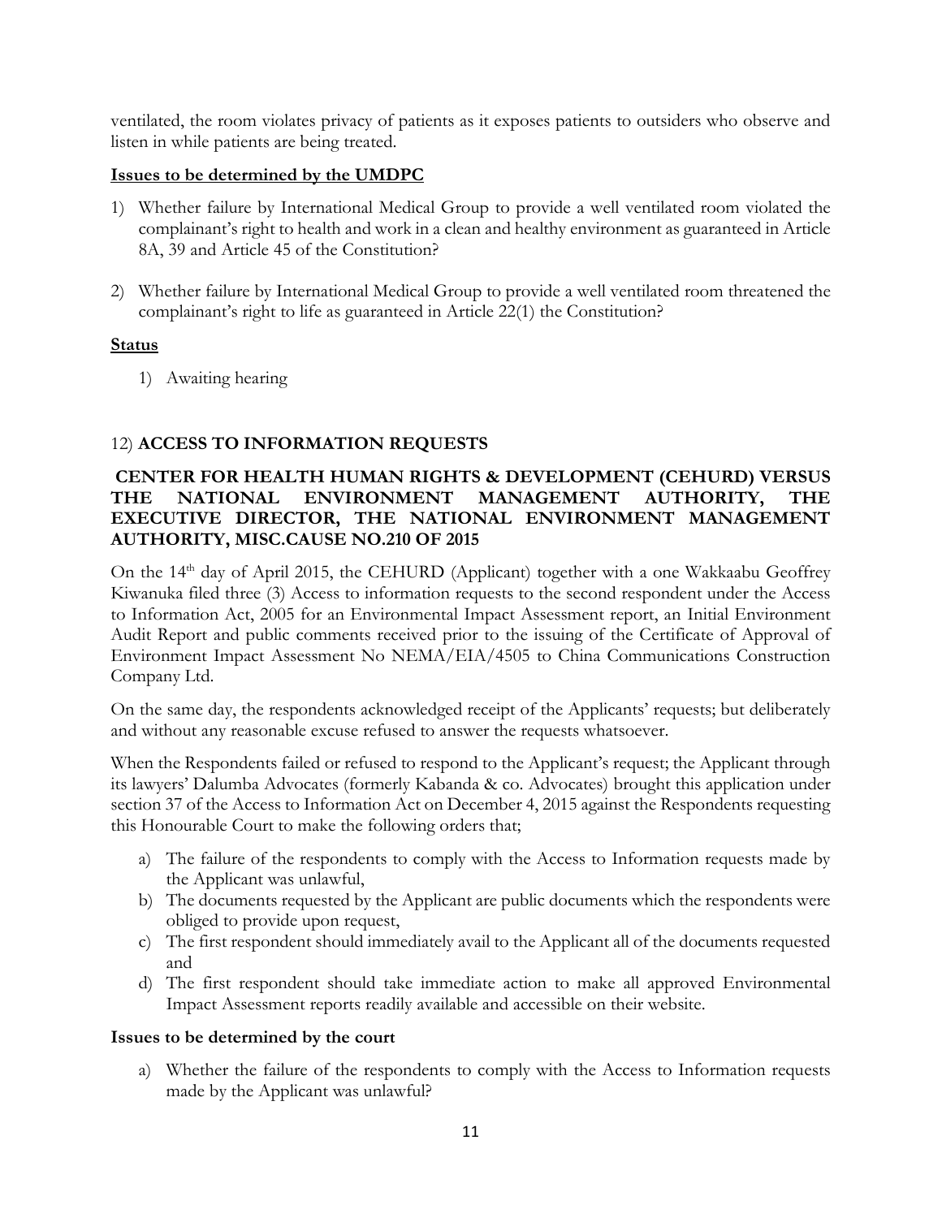ventilated, the room violates privacy of patients as it exposes patients to outsiders who observe and listen in while patients are being treated.

**Issues to be determined by the UMDPC**

1) Whether failure by International Medical Group to provide a well ventilated room violated the complainant's right to health and work in a clean and healthy environment as guaranteed in Article 8A, 39 and Article 45 of the Constitution?

2) Whether failure by International Medical Group to provide a well ventilated room threatened the complainant's right to life as guaranteed in Article 22(1) the Constitution?

**Status**

1) Awaiting hearing

## 12) ACCESS TO INFORMATION REQUESTS

### CENTER FOR HEALTH HUMAN RIGHTS & DEVELOPMENT (CEHURD) VERSUS THE NATIONAL ENVIRONMENT MANAGEMENT AUTHORITY, THE EXECUTIVE DIRECTOR, THE NATIONAL ENVIRONMENT MANAGEMENT AUTHORITY, MISC.CAUSE NO.210 OF 2015

On the 14th day of April 2015, the CEHURD (Applicant) together with a one Wakkaabu Geoffrey Kiwanuka filed three (3) Access to information requests to the second respondent under the Access to Information Act, 2005 for an Environmental Impact Assessment report, an Initial Environment Audit Report and public comments received prior to the issuing of the Certificate of Approval of Environment Impact Assessment No NEMA/EIA/4505 to China Communications Construction Company Ltd.

On the same day, the respondents acknowledged receipt of the Applicants' requests; but deliberately and without any reasonable excuse refused to answer the requests whatsoever.

When the Respondents failed or refused to respond to the Applicant's request; the Applicant through its lawyers' Dalumba Advocates (formerly Kabanda & co. Advocates) brought this application under section 37 of the Access to Information Act on December 4, 2015 against the Respondents requesting this Honourable Court to make the following orders that;

a) The failure of the respondents to comply with the Access to Information requests made by the Applicant was unlawful,
b) The documents requested by the Applicant are public documents which the respondents were obliged to provide upon request,
c) The first respondent should immediately avail to the Applicant all of the documents requested and
d) The first respondent should take immediate action to make all approved Environmental Impact Assessment reports readily available and accessible on their website.

**Issues to be determined by the court**

a) Whether the failure of the respondents to comply with the Access to Information requests made by the Applicant was unlawful?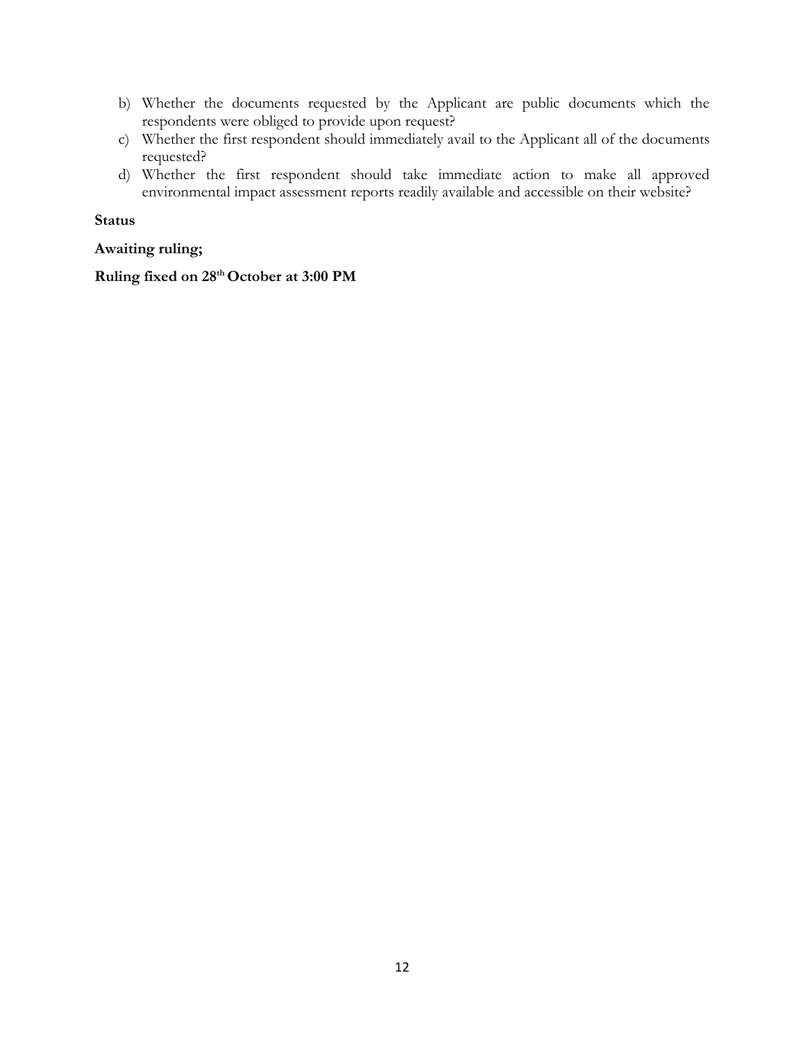b) Whether the documents requested by the Applicant are public documents which the respondents were obliged to provide upon request?
c) Whether the first respondent should immediately avail to the Applicant all of the documents requested?
d) Whether the first respondent should take immediate action to make all approved environmental impact assessment reports readily available and accessible on their website?

**Status**

**Awaiting ruling;**

**Ruling fixed on 28th October at 3:00 PM**